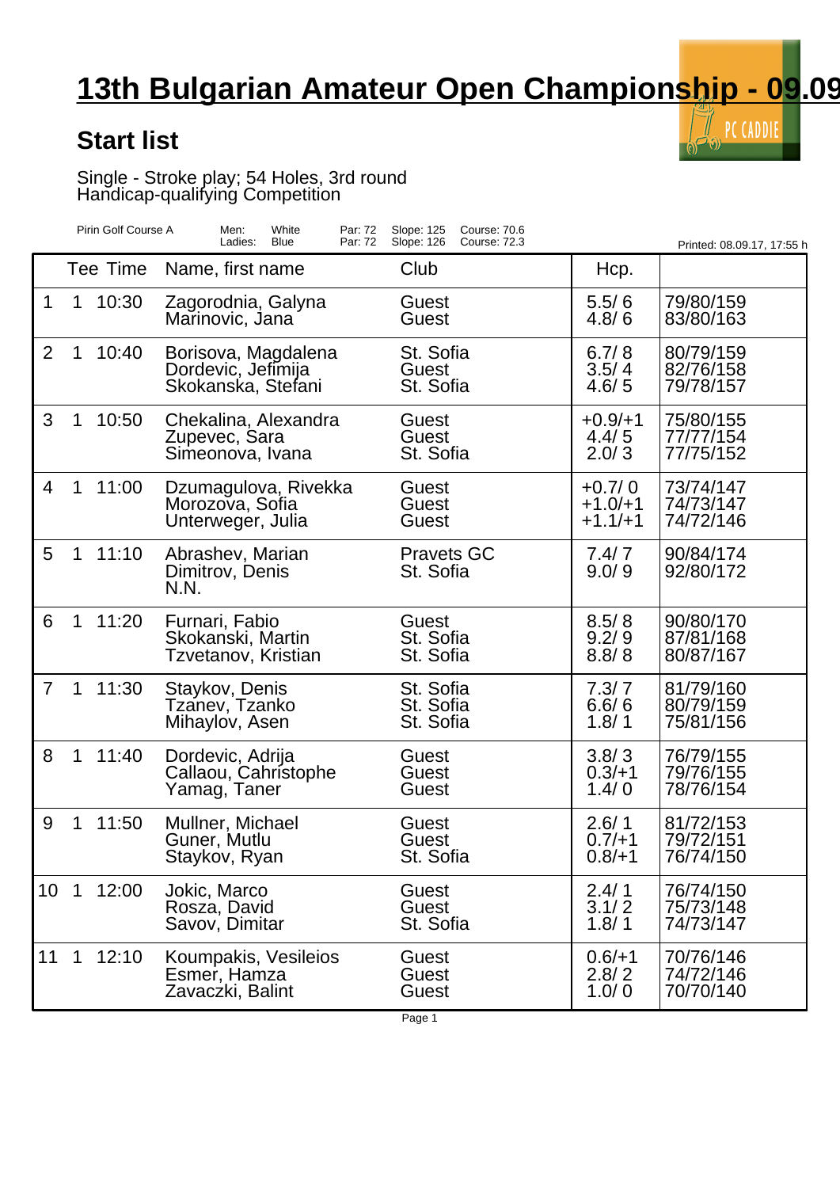# 13th Bulgarian Amateur Open Championship - 09.09

## Start list

Single - Stroke play; 54 Holes, 3rd round
Handicap-qualifying Competition

| Pirin Golf Course A | Men: | White | Par: 72 | Slope: 125 | Course: 70.6 |
|---|---|---|---|---|---|
| | Ladies: | Blue | Par: 72 | Slope: 126 | Course: 72.3 |

Printed: 08.09.17, 17:55 h

| | Tee | Time | Name, first name | Club | Hcp. | |
|---|---|---|---|---|---|---|
| 1 | 1 | 10:30 | Zagorodnia, Galyna | Guest | 5.5/ 6 | 79/80/159 |
| | | | Marinovic, Jana | Guest | 4.8/ 6 | 83/80/163 |
| 2 | 1 | 10:40 | Borisova, Magdalena | St. Sofia | 6.7/ 8 | 80/79/159 |
| | | | Dordevic, Jefimija | Guest | 3.5/ 4 | 82/76/158 |
| | | | Skokanska, Stefani | St. Sofia | 4.6/ 5 | 79/78/157 |
| 3 | 1 | 10:50 | Chekalina, Alexandra | Guest | +0.9/+1 | 75/80/155 |
| | | | Zupevec, Sara | Guest | 4.4/ 5 | 77/77/154 |
| | | | Simeonova, Ivana | St. Sofia | 2.0/ 3 | 77/75/152 |
| 4 | 1 | 11:00 | Dzumagulova, Rivekka | Guest | +0.7/ 0 | 73/74/147 |
| | | | Morozova, Sofia | Guest | +1.0/+1 | 74/73/147 |
| | | | Unterweger, Julia | Guest | +1.1/+1 | 74/72/146 |
| 5 | 1 | 11:10 | Abrashev, Marian | Pravets GC | 7.4/ 7 | 90/84/174 |
| | | | Dimitrov, Denis | St. Sofia | 9.0/ 9 | 92/80/172 |
| | | | N.N. | | | |
| 6 | 1 | 11:20 | Furnari, Fabio | Guest | 8.5/ 8 | 90/80/170 |
| | | | Skokanski, Martin | St. Sofia | 9.2/ 9 | 87/81/168 |
| | | | Tzvetanov, Kristian | St. Sofia | 8.8/ 8 | 80/87/167 |
| 7 | 1 | 11:30 | Staykov, Denis | St. Sofia | 7.3/ 7 | 81/79/160 |
| | | | Tzanev, Tzanko | St. Sofia | 6.6/ 6 | 80/79/159 |
| | | | Mihaylov, Asen | St. Sofia | 1.8/ 1 | 75/81/156 |
| 8 | 1 | 11:40 | Dordevic, Adrija | Guest | 3.8/ 3 | 76/79/155 |
| | | | Callaou, Cahristophe | Guest | 0.3/+1 | 79/76/155 |
| | | | Yamag, Taner | Guest | 1.4/ 0 | 78/76/154 |
| 9 | 1 | 11:50 | Mullner, Michael | Guest | 2.6/ 1 | 81/72/153 |
| | | | Guner, Mutlu | Guest | 0.7/+1 | 79/72/151 |
| | | | Staykov, Ryan | St. Sofia | 0.8/+1 | 76/74/150 |
| 10 | 1 | 12:00 | Jokic, Marco | Guest | 2.4/ 1 | 76/74/150 |
| | | | Rosza, David | Guest | 3.1/ 2 | 75/73/148 |
| | | | Savov, Dimitar | St. Sofia | 1.8/ 1 | 74/73/147 |
| 11 | 1 | 12:10 | Koumpakis, Vesileios | Guest | 0.6/+1 | 70/76/146 |
| | | | Esmer, Hamza | Guest | 2.8/ 2 | 74/72/146 |
| | | | Zavaczki, Balint | Guest | 1.0/ 0 | 70/70/140 |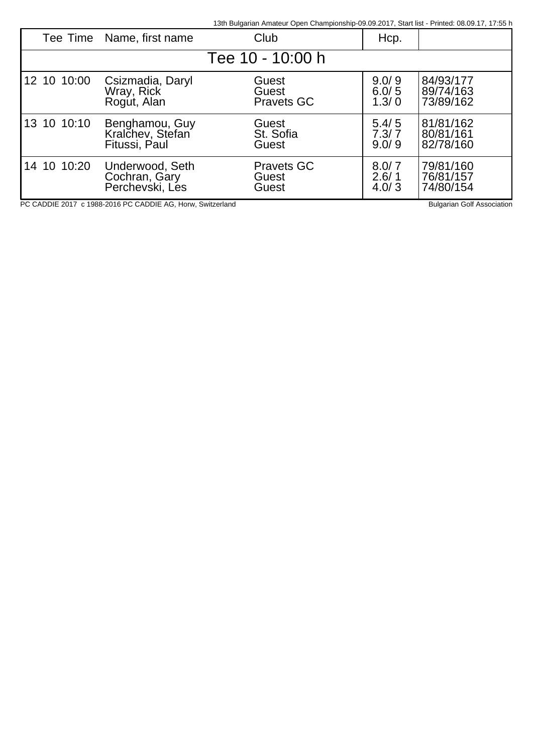| Tee Time | Name, first name | Club | Hcp. | |
|---|---|---|---|---|
| Tee 10 - 10:00 h | | | | |
| 12 10 10:00 | Csizmadia, Daryl | Guest | 9.0/ 9 | 84/93/177 |
| | Wray, Rick | Guest | 6.0/ 5 | 89/74/163 |
| | Rogut, Alan | Pravets GC | 1.3/ 0 | 73/89/162 |
| 13 10 10:10 | Benghamou, Guy | Guest | 5.4/ 5 | 81/81/162 |
| | Kralchev, Stefan | St. Sofia | 7.3/ 7 | 80/81/161 |
| | Fitussi, Paul | Guest | 9.0/ 9 | 82/78/160 |
| 14 10 10:20 | Underwood, Seth | Pravets GC | 8.0/ 7 | 79/81/160 |
| | Cochran, Gary | Guest | 2.6/ 1 | 76/81/157 |
| | Perchevski, Les | Guest | 4.0/ 3 | 74/80/154 |